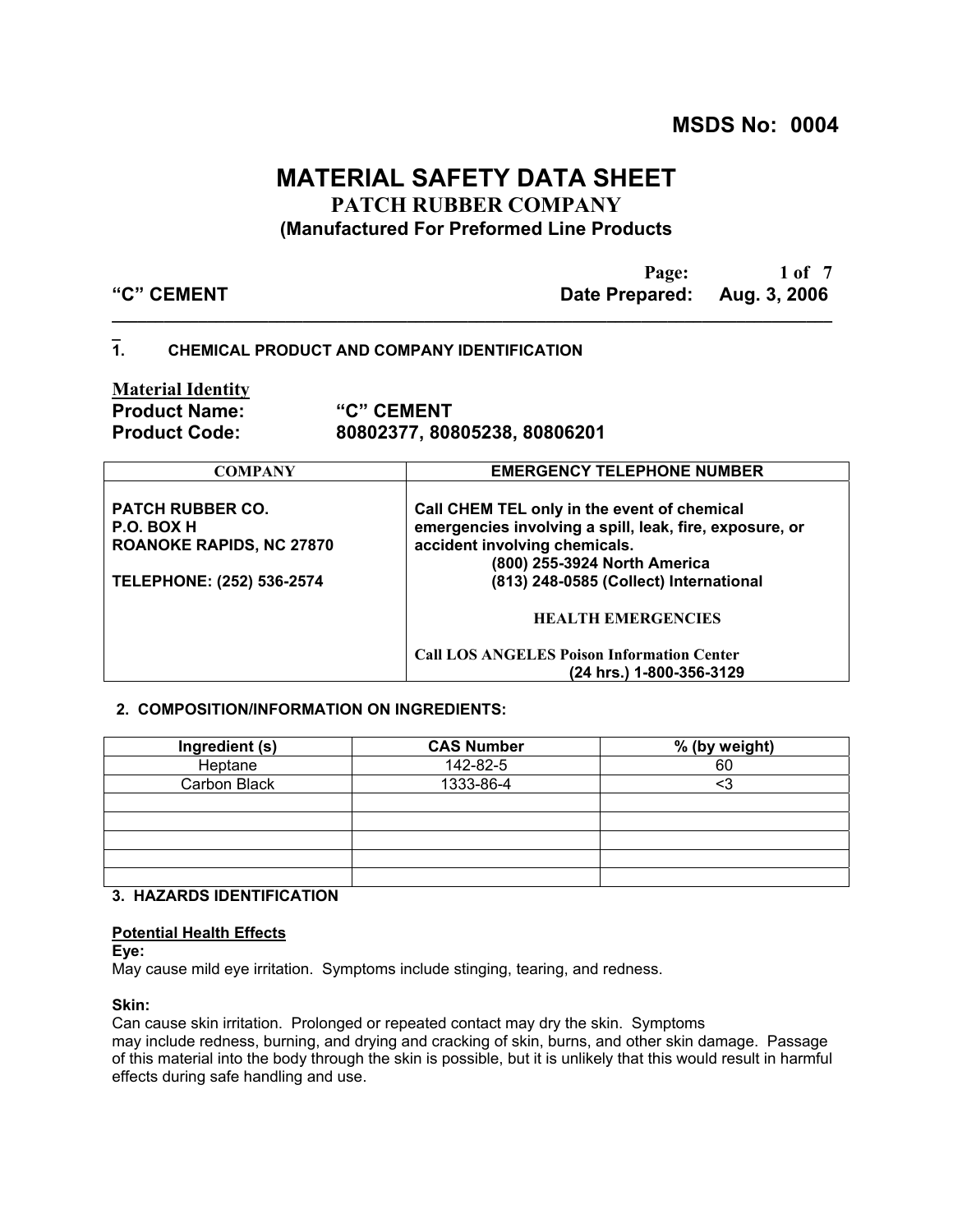**MSDS No: 0004**

# MATERIAL SAFETY DATA SHEET

## PATCH RUBBER COMPANY

**(Manufactured For Preformed Line Products**

**"C" CEMENT** **Date Prepared: Aug. 3, 2006**

---

### 1. CHEMICAL PRODUCT AND COMPANY IDENTIFICATION

**Material Identity**

**Product Name:** **"C" CEMENT**

**Product Code:** **80802377, 80805238, 80806201**

| COMPANY | EMERGENCY TELEPHONE NUMBER |
|---|---|
| **PATCH RUBBER CO.**<br>**P.O. BOX H**<br>**ROANOKE RAPIDS, NC 27870**<br><br>**TELEPHONE: (252) 536-2574** | **Call CHEM TEL only in the event of chemical emergencies involving a spill, leak, fire, exposure, or accident involving chemicals.**<br>**(800) 255-3924 North America**<br>**(813) 248-0585 (Collect) International**<br><br>**HEALTH EMERGENCIES**<br><br>**Call LOS ANGELES Poison Information Center**<br>**(24 hrs.) 1-800-356-3129** |

### 2. COMPOSITION/INFORMATION ON INGREDIENTS:

| Ingredient (s) | CAS Number | % (by weight) |
|---|---|---|
| Heptane | 142-82-5 | 60 |
| Carbon Black | 1333-86-4 | <3 |
| | | |
| | | |
| | | |
| | | |
| | | |

### 3. HAZARDS IDENTIFICATION

**Potential Health Effects**

**Eye:**

May cause mild eye irritation. Symptoms include stinging, tearing, and redness.

**Skin:**

Can cause skin irritation. Prolonged or repeated contact may dry the skin. Symptoms may include redness, burning, and drying and cracking of skin, burns, and other skin damage. Passage of this material into the body through the skin is possible, but it is unlikely that this would result in harmful effects during safe handling and use.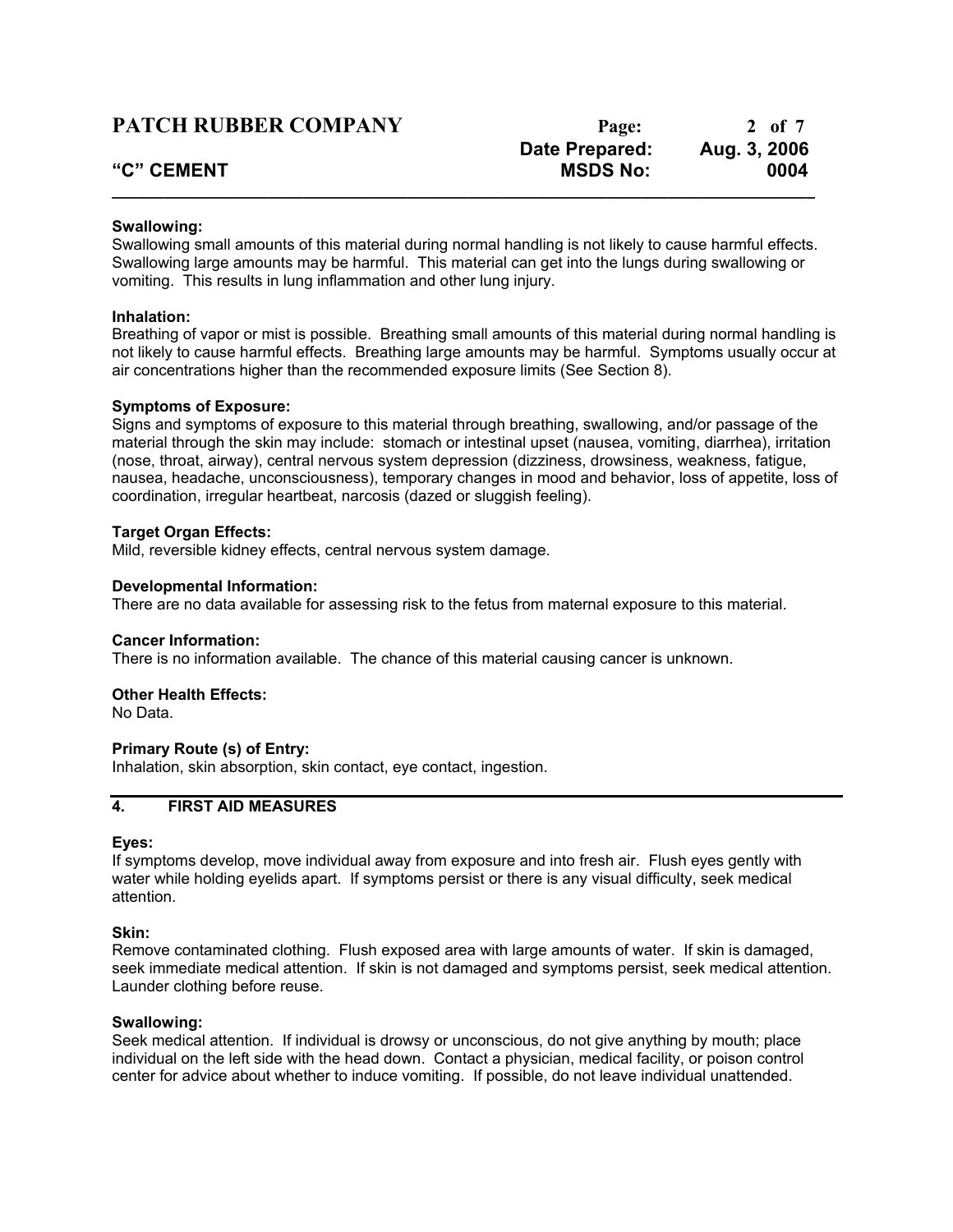**Swallowing:**
Swallowing small amounts of this material during normal handling is not likely to cause harmful effects. Swallowing large amounts may be harmful. This material can get into the lungs during swallowing or vomiting. This results in lung inflammation and other lung injury.

**Inhalation:**
Breathing of vapor or mist is possible. Breathing small amounts of this material during normal handling is not likely to cause harmful effects. Breathing large amounts may be harmful. Symptoms usually occur at air concentrations higher than the recommended exposure limits (See Section 8).

**Symptoms of Exposure:**
Signs and symptoms of exposure to this material through breathing, swallowing, and/or passage of the material through the skin may include: stomach or intestinal upset (nausea, vomiting, diarrhea), irritation (nose, throat, airway), central nervous system depression (dizziness, drowsiness, weakness, fatigue, nausea, headache, unconsciousness), temporary changes in mood and behavior, loss of appetite, loss of coordination, irregular heartbeat, narcosis (dazed or sluggish feeling).

**Target Organ Effects:**
Mild, reversible kidney effects, central nervous system damage.

**Developmental Information:**
There are no data available for assessing risk to the fetus from maternal exposure to this material.

**Cancer Information:**
There is no information available. The chance of this material causing cancer is unknown.

**Other Health Effects:**
No Data.

**Primary Route (s) of Entry:**
Inhalation, skin absorption, skin contact, eye contact, ingestion.

## 4. FIRST AID MEASURES

**Eyes:**
If symptoms develop, move individual away from exposure and into fresh air. Flush eyes gently with water while holding eyelids apart. If symptoms persist or there is any visual difficulty, seek medical attention.

**Skin:**
Remove contaminated clothing. Flush exposed area with large amounts of water. If skin is damaged, seek immediate medical attention. If skin is not damaged and symptoms persist, seek medical attention. Launder clothing before reuse.

**Swallowing:**
Seek medical attention. If individual is drowsy or unconscious, do not give anything by mouth; place individual on the left side with the head down. Contact a physician, medical facility, or poison control center for advice about whether to induce vomiting. If possible, do not leave individual unattended.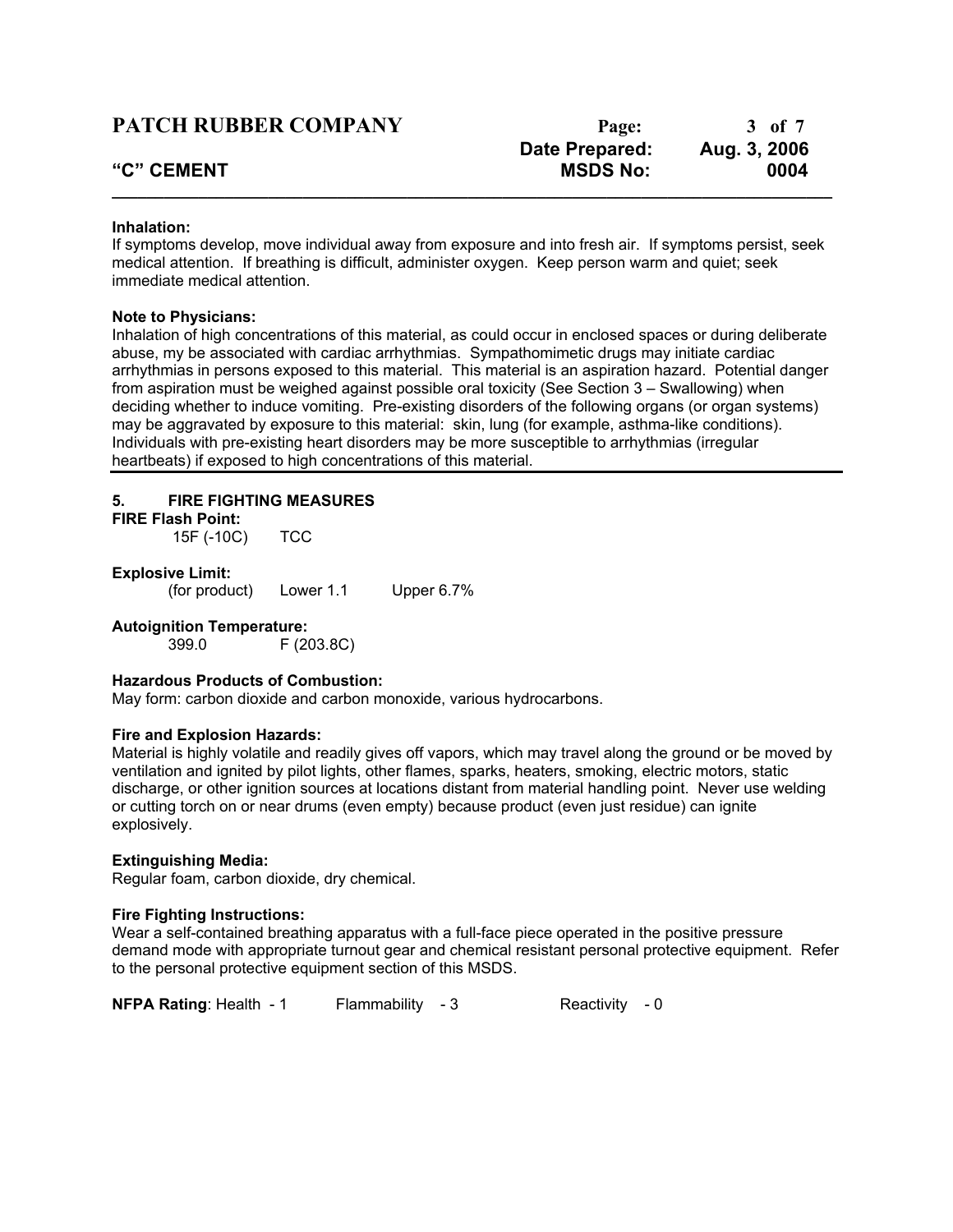**Inhalation:**
If symptoms develop, move individual away from exposure and into fresh air. If symptoms persist, seek medical attention. If breathing is difficult, administer oxygen. Keep person warm and quiet; seek immediate medical attention.

**Note to Physicians:**
Inhalation of high concentrations of this material, as could occur in enclosed spaces or during deliberate abuse, my be associated with cardiac arrhythmias. Sympathomimetic drugs may initiate cardiac arrhythmias in persons exposed to this material. This material is an aspiration hazard. Potential danger from aspiration must be weighed against possible oral toxicity (See Section 3 – Swallowing) when deciding whether to induce vomiting. Pre-existing disorders of the following organs (or organ systems) may be aggravated by exposure to this material: skin, lung (for example, asthma-like conditions). Individuals with pre-existing heart disorders may be more susceptible to arrhythmias (irregular heartbeats) if exposed to high concentrations of this material.

## 5. FIRE FIGHTING MEASURES

**FIRE Flash Point:**
15F (-10C) TCC

**Explosive Limit:**
(for product) Lower 1.1 Upper 6.7%

**Autoignition Temperature:**
399.0 F (203.8C)

**Hazardous Products of Combustion:**
May form: carbon dioxide and carbon monoxide, various hydrocarbons.

**Fire and Explosion Hazards:**
Material is highly volatile and readily gives off vapors, which may travel along the ground or be moved by ventilation and ignited by pilot lights, other flames, sparks, heaters, smoking, electric motors, static discharge, or other ignition sources at locations distant from material handling point. Never use welding or cutting torch on or near drums (even empty) because product (even just residue) can ignite explosively.

**Extinguishing Media:**
Regular foam, carbon dioxide, dry chemical.

**Fire Fighting Instructions:**
Wear a self-contained breathing apparatus with a full-face piece operated in the positive pressure demand mode with appropriate turnout gear and chemical resistant personal protective equipment. Refer to the personal protective equipment section of this MSDS.

**NFPA Rating**: Health - 1 Flammability - 3 Reactivity - 0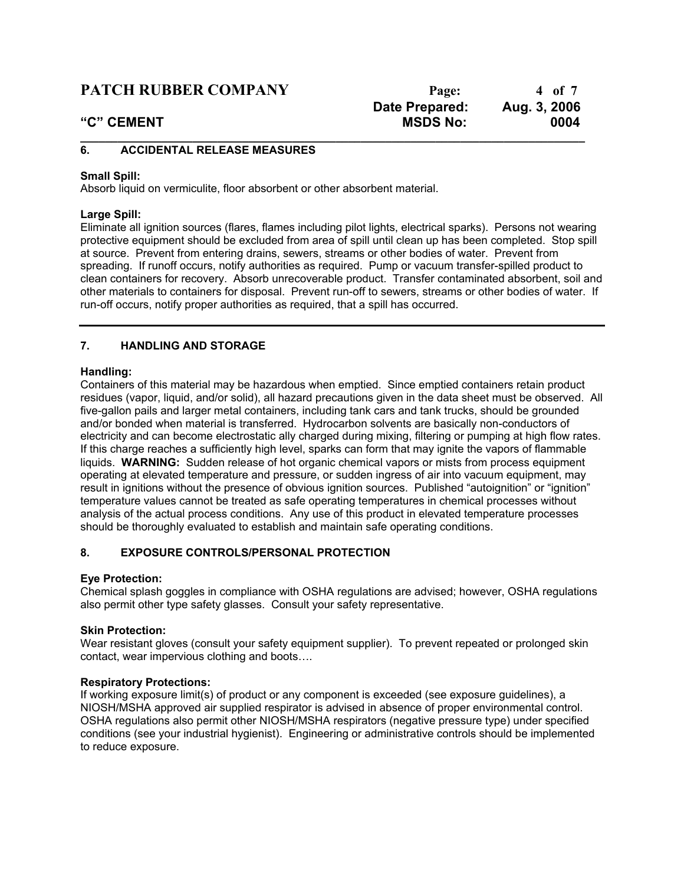## 6. ACCIDENTAL RELEASE MEASURES

**Small Spill:**
Absorb liquid on vermiculite, floor absorbent or other absorbent material.

**Large Spill:**
Eliminate all ignition sources (flares, flames including pilot lights, electrical sparks). Persons not wearing protective equipment should be excluded from area of spill until clean up has been completed. Stop spill at source. Prevent from entering drains, sewers, streams or other bodies of water. Prevent from spreading. If runoff occurs, notify authorities as required. Pump or vacuum transfer-spilled product to clean containers for recovery. Absorb unrecoverable product. Transfer contaminated absorbent, soil and other materials to containers for disposal. Prevent run-off to sewers, streams or other bodies of water. If run-off occurs, notify proper authorities as required, that a spill has occurred.

---

## 7. HANDLING AND STORAGE

**Handling:**
Containers of this material may be hazardous when emptied. Since emptied containers retain product residues (vapor, liquid, and/or solid), all hazard precautions given in the data sheet must be observed. All five-gallon pails and larger metal containers, including tank cars and tank trucks, should be grounded and/or bonded when material is transferred. Hydrocarbon solvents are basically non-conductors of electricity and can become electrostatic ally charged during mixing, filtering or pumping at high flow rates. If this charge reaches a sufficiently high level, sparks can form that may ignite the vapors of flammable liquids. **WARNING:** Sudden release of hot organic chemical vapors or mists from process equipment operating at elevated temperature and pressure, or sudden ingress of air into vacuum equipment, may result in ignitions without the presence of obvious ignition sources. Published "autoignition" or "ignition" temperature values cannot be treated as safe operating temperatures in chemical processes without analysis of the actual process conditions. Any use of this product in elevated temperature processes should be thoroughly evaluated to establish and maintain safe operating conditions.

## 8. EXPOSURE CONTROLS/PERSONAL PROTECTION

**Eye Protection:**
Chemical splash goggles in compliance with OSHA regulations are advised; however, OSHA regulations also permit other type safety glasses. Consult your safety representative.

**Skin Protection:**
Wear resistant gloves (consult your safety equipment supplier). To prevent repeated or prolonged skin contact, wear impervious clothing and boots….

**Respiratory Protections:**
If working exposure limit(s) of product or any component is exceeded (see exposure guidelines), a NIOSH/MSHA approved air supplied respirator is advised in absence of proper environmental control. OSHA regulations also permit other NIOSH/MSHA respirators (negative pressure type) under specified conditions (see your industrial hygienist). Engineering or administrative controls should be implemented to reduce exposure.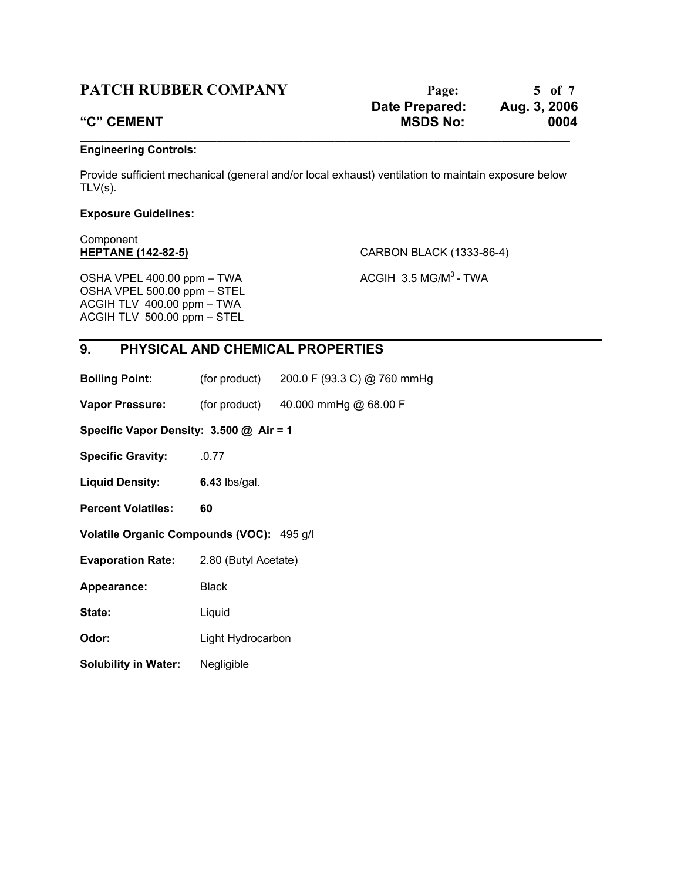**Engineering Controls:**

Provide sufficient mechanical (general and/or local exhaust) ventilation to maintain exposure below TLV(s).

**Exposure Guidelines:**

Component

**HEPTANE (142-82-5)**

OSHA VPEL 400.00 ppm – TWA
OSHA VPEL 500.00 ppm – STEL
ACGIH TLV 400.00 ppm – TWA
ACGIH TLV 500.00 ppm – STEL

CARBON BLACK (1333-86-4)

ACGIH 3.5 MG/M$^3$ - TWA

## 9. PHYSICAL AND CHEMICAL PROPERTIES

**Boiling Point:** (for product) 200.0 F (93.3 C) @ 760 mmHg

**Vapor Pressure:** (for product) 40.000 mmHg @ 68.00 F

**Specific Vapor Density: 3.500 @ Air = 1**

**Specific Gravity:** .0.77

**Liquid Density:** **6.43** lbs/gal.

**Percent Volatiles:** **60**

**Volatile Organic Compounds (VOC):** 495 g/l

**Evaporation Rate:** 2.80 (Butyl Acetate)

**Appearance:** Black

**State:** Liquid

**Odor:** Light Hydrocarbon

**Solubility in Water:** Negligible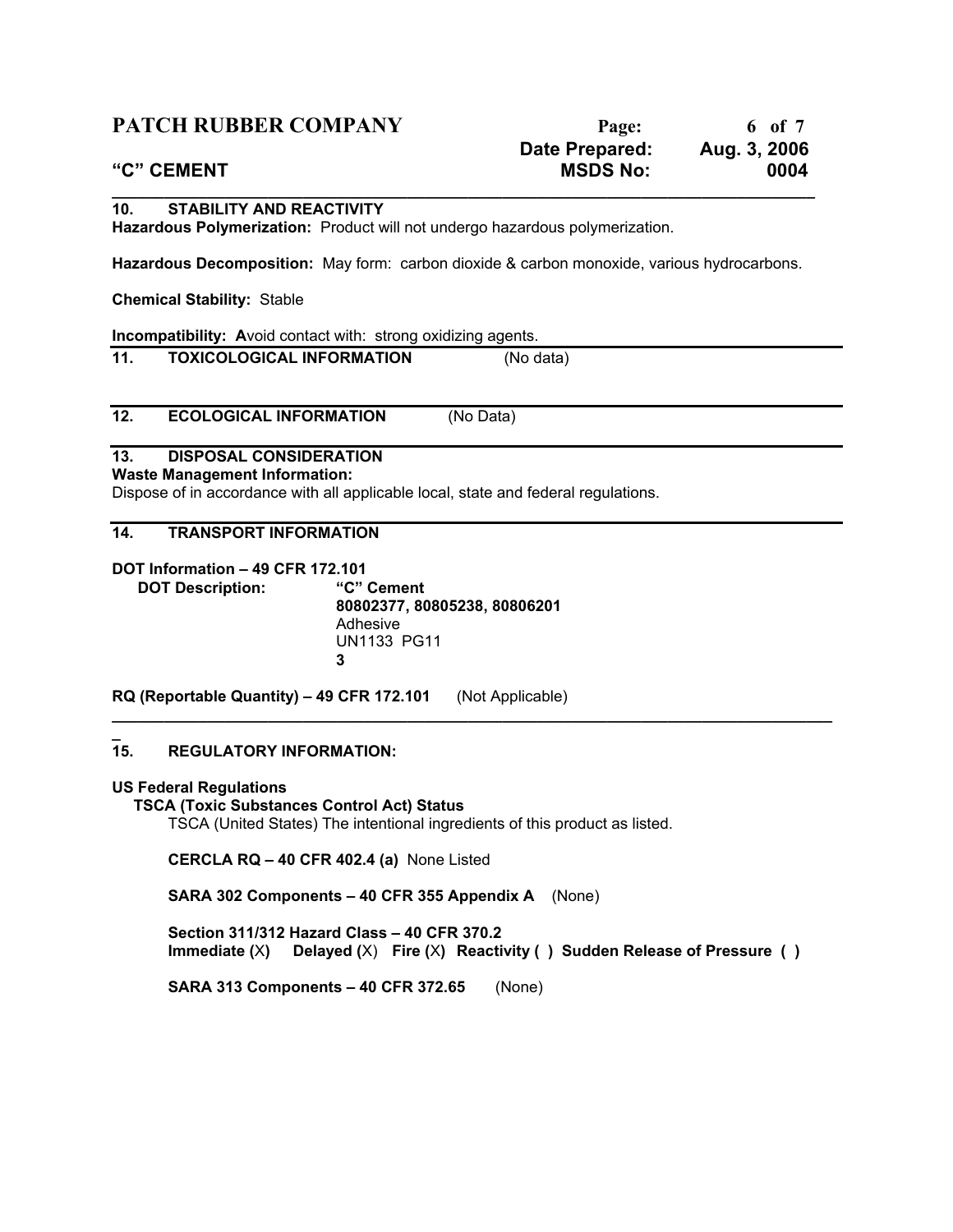## 10. STABILITY AND REACTIVITY

**Hazardous Polymerization:** Product will not undergo hazardous polymerization.

**Hazardous Decomposition:** May form: carbon dioxide & carbon monoxide, various hydrocarbons.

**Chemical Stability:** Stable

**Incompatibility: A**void contact with: strong oxidizing agents.

## 11. TOXICOLOGICAL INFORMATION (No data)

## 12. ECOLOGICAL INFORMATION (No Data)

## 13. DISPOSAL CONSIDERATION

**Waste Management Information:**
Dispose of in accordance with all applicable local, state and federal regulations.

## 14. TRANSPORT INFORMATION

**DOT Information – 49 CFR 172.101**

**DOT Description:**
**"C" Cement**
**80802377, 80805238, 80806201**
Adhesive
UN1133 PG11
**3**

**RQ (Reportable Quantity) – 49 CFR 172.101** (Not Applicable)

## 15. REGULATORY INFORMATION:

**US Federal Regulations**

**TSCA (Toxic Substances Control Act) Status**
TSCA (United States) The intentional ingredients of this product as listed.

**CERCLA RQ – 40 CFR 402.4 (a)** None Listed

**SARA 302 Components – 40 CFR 355 Appendix A** (None)

**Section 311/312 Hazard Class – 40 CFR 370.2**
**Immediate (**X) **Delayed (**X) **Fire (**X) **Reactivity ( ) Sudden Release of Pressure ( )**

**SARA 313 Components – 40 CFR 372.65** (None)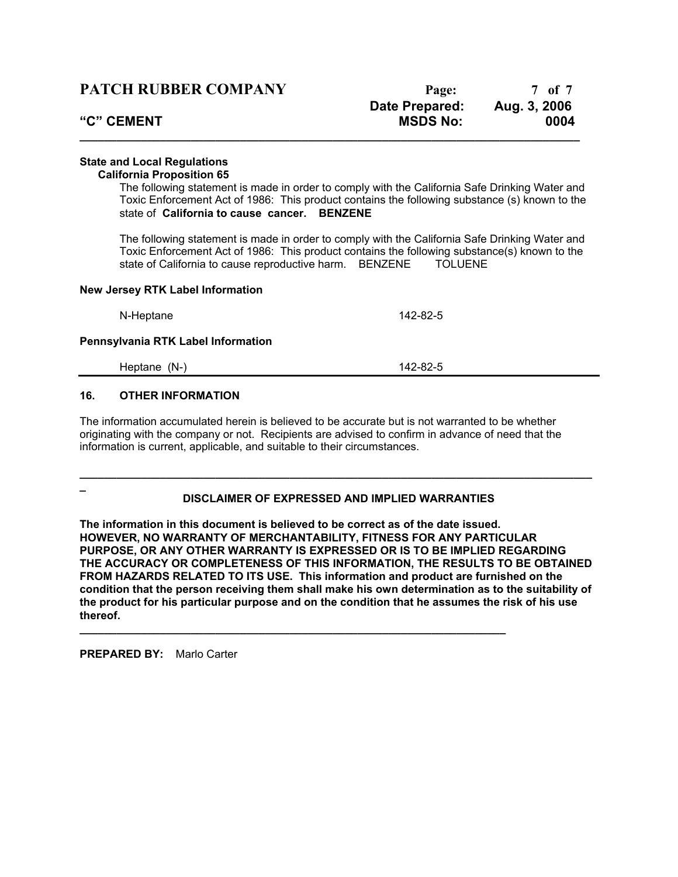**State and Local Regulations**

**California Proposition 65**

The following statement is made in order to comply with the California Safe Drinking Water and Toxic Enforcement Act of 1986: This product contains the following substance (s) known to the state of **California to cause cancer. BENZENE**

The following statement is made in order to comply with the California Safe Drinking Water and Toxic Enforcement Act of 1986: This product contains the following substance(s) known to the state of California to cause reproductive harm. BENZENE TOLUENE

**New Jersey RTK Label Information**

| | |
|---|---|
| N-Heptane | 142-82-5 |

**Pennsylvania RTK Label Information**

| | |
|---|---|
| Heptane (N-) | 142-82-5 |

## 16. OTHER INFORMATION

The information accumulated herein is believed to be accurate but is not warranted to be whether originating with the company or not. Recipients are advised to confirm in advance of need that the information is current, applicable, and suitable to their circumstances.

---

### DISCLAIMER OF EXPRESSED AND IMPLIED WARRANTIES

**The information in this document is believed to be correct as of the date issued. HOWEVER, NO WARRANTY OF MERCHANTABILITY, FITNESS FOR ANY PARTICULAR PURPOSE, OR ANY OTHER WARRANTY IS EXPRESSED OR IS TO BE IMPLIED REGARDING THE ACCURACY OR COMPLETENESS OF THIS INFORMATION, THE RESULTS TO BE OBTAINED FROM HAZARDS RELATED TO ITS USE. This information and product are furnished on the condition that the person receiving them shall make his own determination as to the suitability of the product for his particular purpose and on the condition that he assumes the risk of his use thereof.**

---

**PREPARED BY:** Marlo Carter